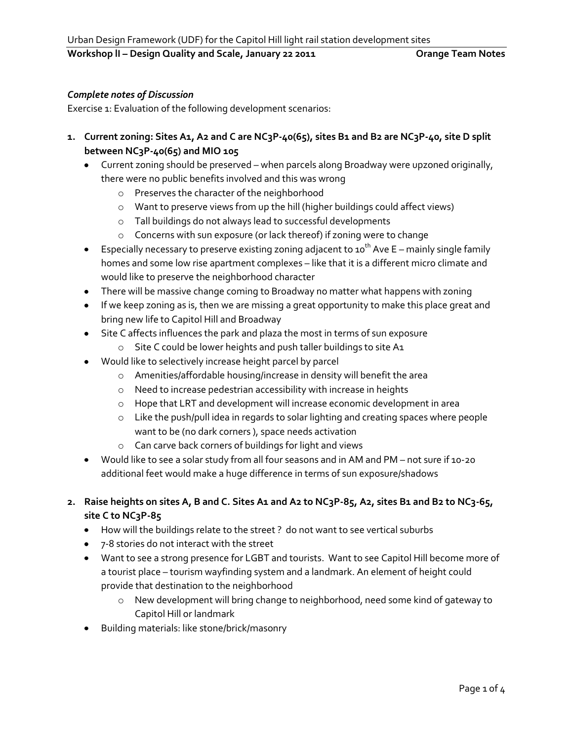Urban Design Framework (UDF) for the Capitol Hill light rail station development sites

**Workshop II – Design Quality and Scale, January 22 2011 Orange Team Notes**

***Complete notes of Discussion***

Exercise 1: Evaluation of the following development scenarios:

1. **Current zoning: Sites A1, A2 and C are NC3P-40(65), sites B1 and B2 are NC3P-40, site D split between NC3P-40(65) and MIO 105**
   - Current zoning should be preserved – when parcels along Broadway were upzoned originally, there were no public benefits involved and this was wrong
     - Preserves the character of the neighborhood
     - Want to preserve views from up the hill (higher buildings could affect views)
     - Tall buildings do not always lead to successful developments
     - Concerns with sun exposure (or lack thereof) if zoning were to change
   - Especially necessary to preserve existing zoning adjacent to 10th Ave E – mainly single family homes and some low rise apartment complexes – like that it is a different micro climate and would like to preserve the neighborhood character
   - There will be massive change coming to Broadway no matter what happens with zoning
   - If we keep zoning as is, then we are missing a great opportunity to make this place great and bring new life to Capitol Hill and Broadway
   - Site C affects influences the park and plaza the most in terms of sun exposure
     - Site C could be lower heights and push taller buildings to site A1
   - Would like to selectively increase height parcel by parcel
     - Amenities/affordable housing/increase in density will benefit the area
     - Need to increase pedestrian accessibility with increase in heights
     - Hope that LRT and development will increase economic development in area
     - Like the push/pull idea in regards to solar lighting and creating spaces where people want to be (no dark corners ), space needs activation
     - Can carve back corners of buildings for light and views
   - Would like to see a solar study from all four seasons and in AM and PM – not sure if 10-20 additional feet would make a huge difference in terms of sun exposure/shadows

2. **Raise heights on sites A, B and C. Sites A1 and A2 to NC3P-85, A2, sites B1 and B2 to NC3-65, site C to NC3P-85**
   - How will the buildings relate to the street ? do not want to see vertical suburbs
   - 7-8 stories do not interact with the street
   - Want to see a strong presence for LGBT and tourists. Want to see Capitol Hill become more of a tourist place – tourism wayfinding system and a landmark. An element of height could provide that destination to the neighborhood
     - New development will bring change to neighborhood, need some kind of gateway to Capitol Hill or landmark
   - Building materials: like stone/brick/masonry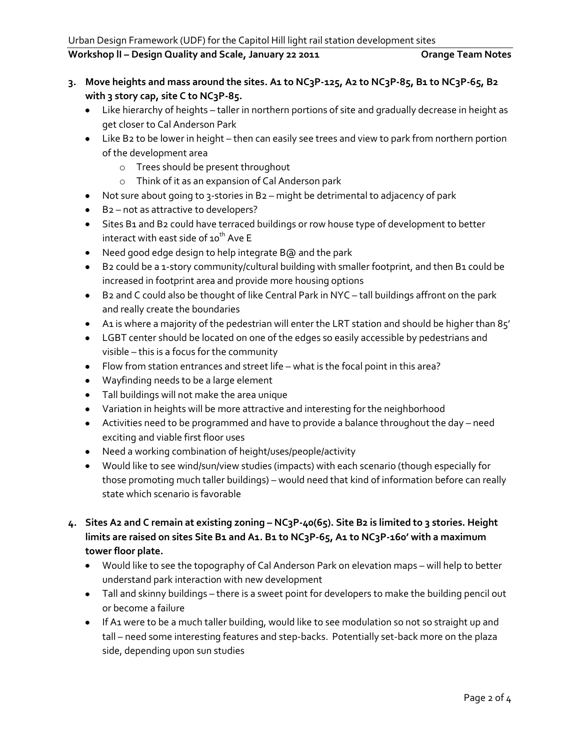3. **Move heights and mass around the sites. A1 to NC3P-125, A2 to NC3P-85, B1 to NC3P-65, B2 with 3 story cap, site C to NC3P-85.**
    - Like hierarchy of heights – taller in northern portions of site and gradually decrease in height as get closer to Cal Anderson Park
    - Like B2 to be lower in height – then can easily see trees and view to park from northern portion of the development area
        - Trees should be present throughout
        - Think of it as an expansion of Cal Anderson park
    - Not sure about going to 3-stories in B2 – might be detrimental to adjacency of park
    - B2 – not as attractive to developers?
    - Sites B1 and B2 could have terraced buildings or row house type of development to better interact with east side of 10th Ave E
    - Need good edge design to help integrate B@ and the park
    - B2 could be a 1-story community/cultural building with smaller footprint, and then B1 could be increased in footprint area and provide more housing options
    - B2 and C could also be thought of like Central Park in NYC – tall buildings affront on the park and really create the boundaries
    - A1 is where a majority of the pedestrian will enter the LRT station and should be higher than 85'
    - LGBT center should be located on one of the edges so easily accessible by pedestrians and visible – this is a focus for the community
    - Flow from station entrances and street life – what is the focal point in this area?
    - Wayfinding needs to be a large element
    - Tall buildings will not make the area unique
    - Variation in heights will be more attractive and interesting for the neighborhood
    - Activities need to be programmed and have to provide a balance throughout the day – need exciting and viable first floor uses
    - Need a working combination of height/uses/people/activity
    - Would like to see wind/sun/view studies (impacts) with each scenario (though especially for those promoting much taller buildings) – would need that kind of information before can really state which scenario is favorable

4. **Sites A2 and C remain at existing zoning – NC3P-40(65). Site B2 is limited to 3 stories. Height limits are raised on sites Site B1 and A1. B1 to NC3P-65, A1 to NC3P-160' with a maximum tower floor plate.**
    - Would like to see the topography of Cal Anderson Park on elevation maps – will help to better understand park interaction with new development
    - Tall and skinny buildings – there is a sweet point for developers to make the building pencil out or become a failure
    - If A1 were to be a much taller building, would like to see modulation so not so straight up and tall – need some interesting features and step-backs. Potentially set-back more on the plaza side, depending upon sun studies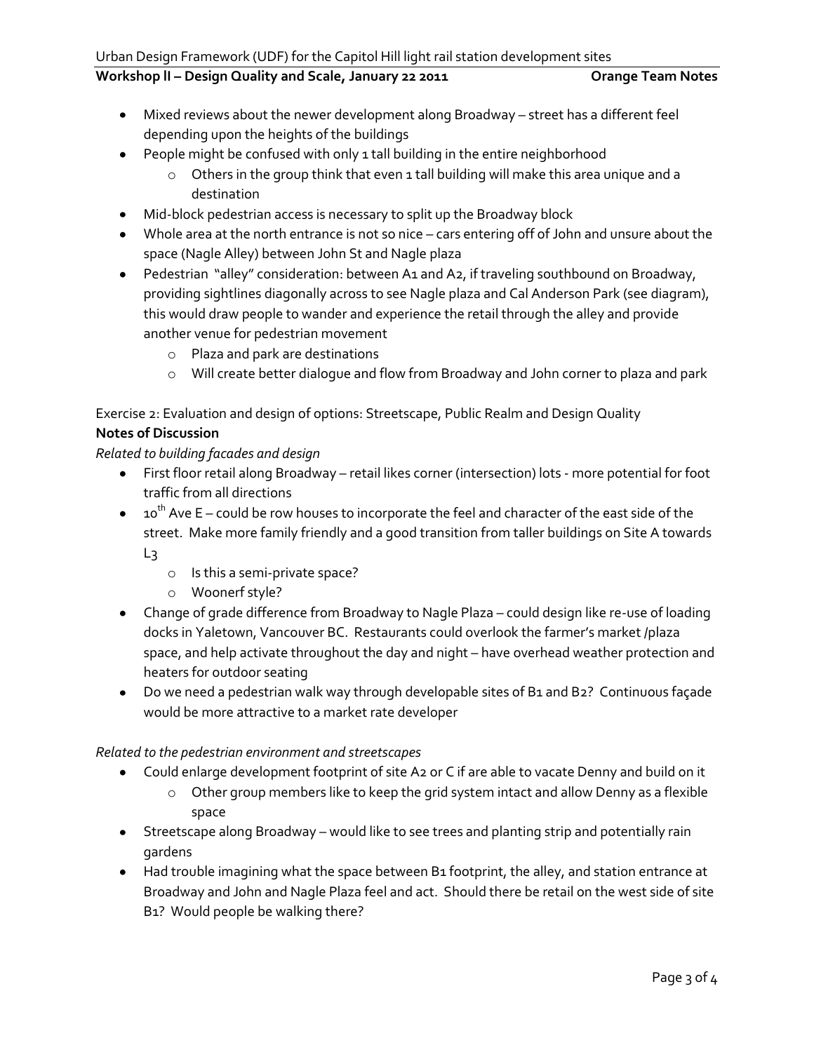- Mixed reviews about the newer development along Broadway – street has a different feel depending upon the heights of the buildings
- People might be confused with only 1 tall building in the entire neighborhood
    - Others in the group think that even 1 tall building will make this area unique and a destination
- Mid-block pedestrian access is necessary to split up the Broadway block
- Whole area at the north entrance is not so nice – cars entering off of John and unsure about the space (Nagle Alley) between John St and Nagle plaza
- Pedestrian "alley" consideration: between A1 and A2, if traveling southbound on Broadway, providing sightlines diagonally across to see Nagle plaza and Cal Anderson Park (see diagram), this would draw people to wander and experience the retail through the alley and provide another venue for pedestrian movement
    - Plaza and park are destinations
    - Will create better dialogue and flow from Broadway and John corner to plaza and park

Exercise 2: Evaluation and design of options: Streetscape, Public Realm and Design Quality

**Notes of Discussion**

*Related to building facades and design*

- First floor retail along Broadway – retail likes corner (intersection) lots - more potential for foot traffic from all directions
- 10th Ave E – could be row houses to incorporate the feel and character of the east side of the street. Make more family friendly and a good transition from taller buildings on Site A towards L3
    - Is this a semi-private space?
    - Woonerf style?
- Change of grade difference from Broadway to Nagle Plaza – could design like re-use of loading docks in Yaletown, Vancouver BC. Restaurants could overlook the farmer's market /plaza space, and help activate throughout the day and night – have overhead weather protection and heaters for outdoor seating
- Do we need a pedestrian walk way through developable sites of B1 and B2? Continuous façade would be more attractive to a market rate developer

*Related to the pedestrian environment and streetscapes*

- Could enlarge development footprint of site A2 or C if are able to vacate Denny and build on it
    - Other group members like to keep the grid system intact and allow Denny as a flexible space
- Streetscape along Broadway – would like to see trees and planting strip and potentially rain gardens
- Had trouble imagining what the space between B1 footprint, the alley, and station entrance at Broadway and John and Nagle Plaza feel and act. Should there be retail on the west side of site B1? Would people be walking there?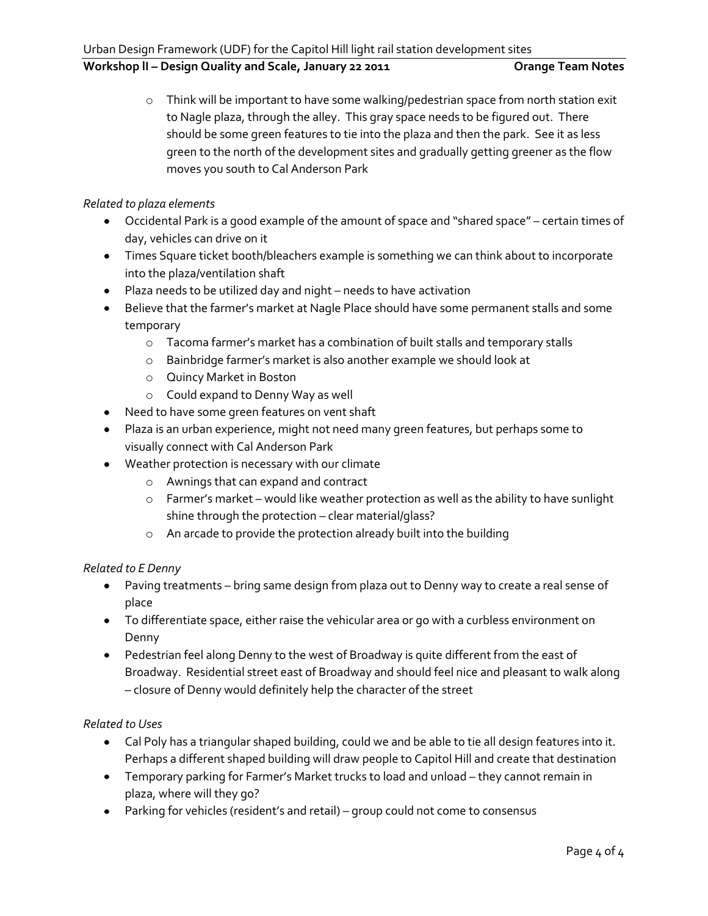- Think will be important to have some walking/pedestrian space from north station exit to Nagle plaza, through the alley. This gray space needs to be figured out. There should be some green features to tie into the plaza and then the park. See it as less green to the north of the development sites and gradually getting greener as the flow moves you south to Cal Anderson Park

*Related to plaza elements*

- Occidental Park is a good example of the amount of space and "shared space" – certain times of day, vehicles can drive on it
- Times Square ticket booth/bleachers example is something we can think about to incorporate into the plaza/ventilation shaft
- Plaza needs to be utilized day and night – needs to have activation
- Believe that the farmer's market at Nagle Place should have some permanent stalls and some temporary
  - Tacoma farmer's market has a combination of built stalls and temporary stalls
  - Bainbridge farmer's market is also another example we should look at
  - Quincy Market in Boston
  - Could expand to Denny Way as well
- Need to have some green features on vent shaft
- Plaza is an urban experience, might not need many green features, but perhaps some to visually connect with Cal Anderson Park
- Weather protection is necessary with our climate
  - Awnings that can expand and contract
  - Farmer's market – would like weather protection as well as the ability to have sunlight shine through the protection – clear material/glass?
  - An arcade to provide the protection already built into the building

*Related to E Denny*

- Paving treatments – bring same design from plaza out to Denny way to create a real sense of place
- To differentiate space, either raise the vehicular area or go with a curbless environment on Denny
- Pedestrian feel along Denny to the west of Broadway is quite different from the east of Broadway. Residential street east of Broadway and should feel nice and pleasant to walk along – closure of Denny would definitely help the character of the street

*Related to Uses*

- Cal Poly has a triangular shaped building, could we and be able to tie all design features into it. Perhaps a different shaped building will draw people to Capitol Hill and create that destination
- Temporary parking for Farmer's Market trucks to load and unload – they cannot remain in plaza, where will they go?
- Parking for vehicles (resident's and retail) – group could not come to consensus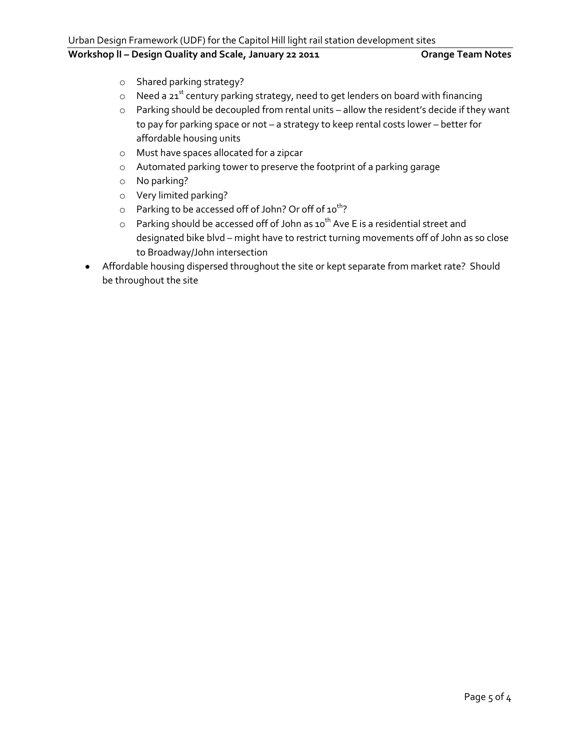- Shared parking strategy?
  - Need a 21st century parking strategy, need to get lenders on board with financing
  - Parking should be decoupled from rental units – allow the resident's decide if they want to pay for parking space or not – a strategy to keep rental costs lower – better for affordable housing units
  - Must have spaces allocated for a zipcar
  - Automated parking tower to preserve the footprint of a parking garage
  - No parking?
  - Very limited parking?
  - Parking to be accessed off of John? Or off of 10th?
  - Parking should be accessed off of John as 10th Ave E is a residential street and designated bike blvd – might have to restrict turning movements off of John as so close to Broadway/John intersection
- Affordable housing dispersed throughout the site or kept separate from market rate? Should be throughout the site